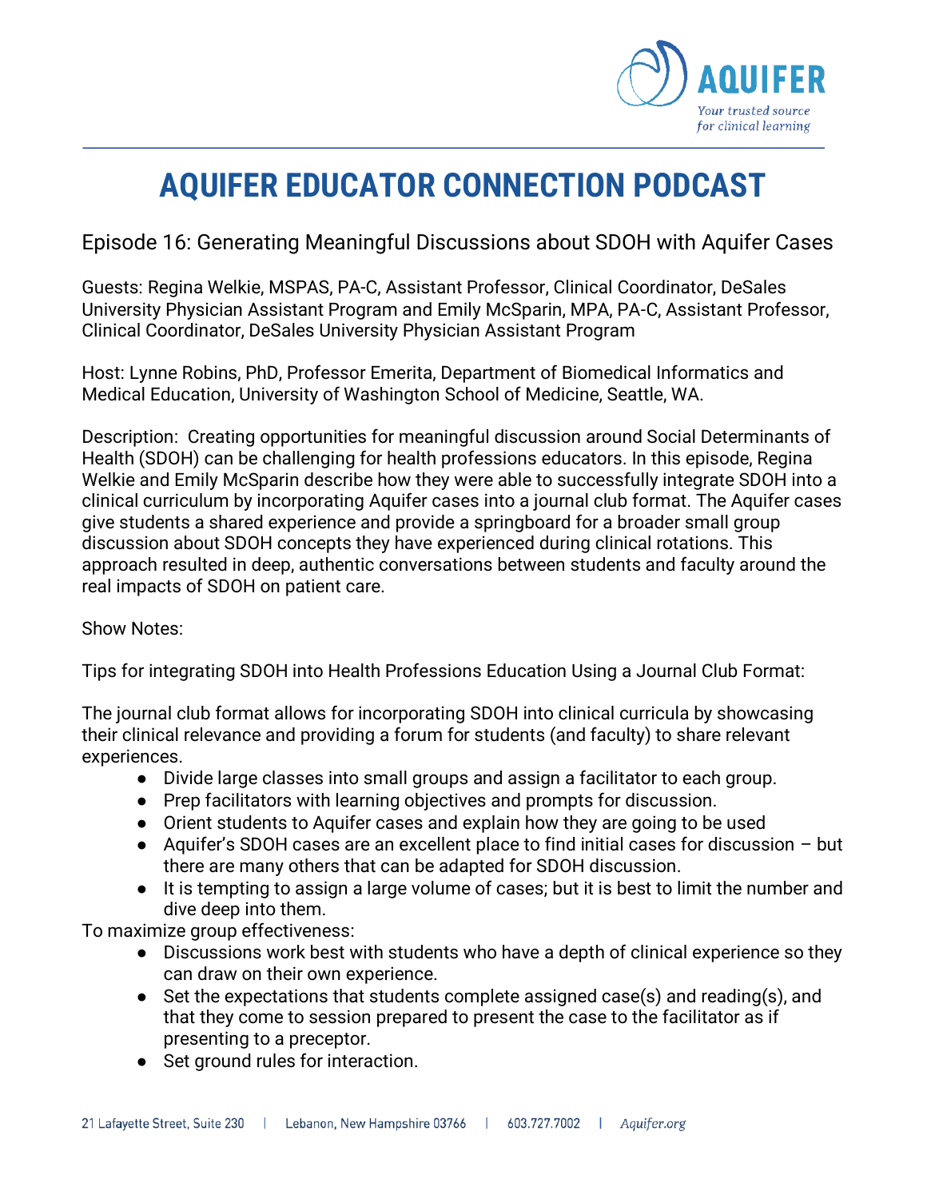# AQUIFER EDUCATOR CONNECTION PODCAST

## Episode 16: Generating Meaningful Discussions about SDOH with Aquifer Cases

Guests: Regina Welkie, MSPAS, PA-C, Assistant Professor, Clinical Coordinator, DeSales University Physician Assistant Program and Emily McSparin, MPA, PA-C, Assistant Professor, Clinical Coordinator, DeSales University Physician Assistant Program

Host: Lynne Robins, PhD, Professor Emerita, Department of Biomedical Informatics and Medical Education, University of Washington School of Medicine, Seattle, WA.

Description: Creating opportunities for meaningful discussion around Social Determinants of Health (SDOH) can be challenging for health professions educators. In this episode, Regina Welkie and Emily McSparin describe how they were able to successfully integrate SDOH into a clinical curriculum by incorporating Aquifer cases into a journal club format. The Aquifer cases give students a shared experience and provide a springboard for a broader small group discussion about SDOH concepts they have experienced during clinical rotations. This approach resulted in deep, authentic conversations between students and faculty around the real impacts of SDOH on patient care.

Show Notes:

Tips for integrating SDOH into Health Professions Education Using a Journal Club Format:

The journal club format allows for incorporating SDOH into clinical curricula by showcasing their clinical relevance and providing a forum for students (and faculty) to share relevant experiences.

- Divide large classes into small groups and assign a facilitator to each group.
- Prep facilitators with learning objectives and prompts for discussion.
- Orient students to Aquifer cases and explain how they are going to be used
- Aquifer's SDOH cases are an excellent place to find initial cases for discussion – but there are many others that can be adapted for SDOH discussion.
- It is tempting to assign a large volume of cases; but it is best to limit the number and dive deep into them.

To maximize group effectiveness:

- Discussions work best with students who have a depth of clinical experience so they can draw on their own experience.
- Set the expectations that students complete assigned case(s) and reading(s), and that they come to session prepared to present the case to the facilitator as if presenting to a preceptor.
- Set ground rules for interaction.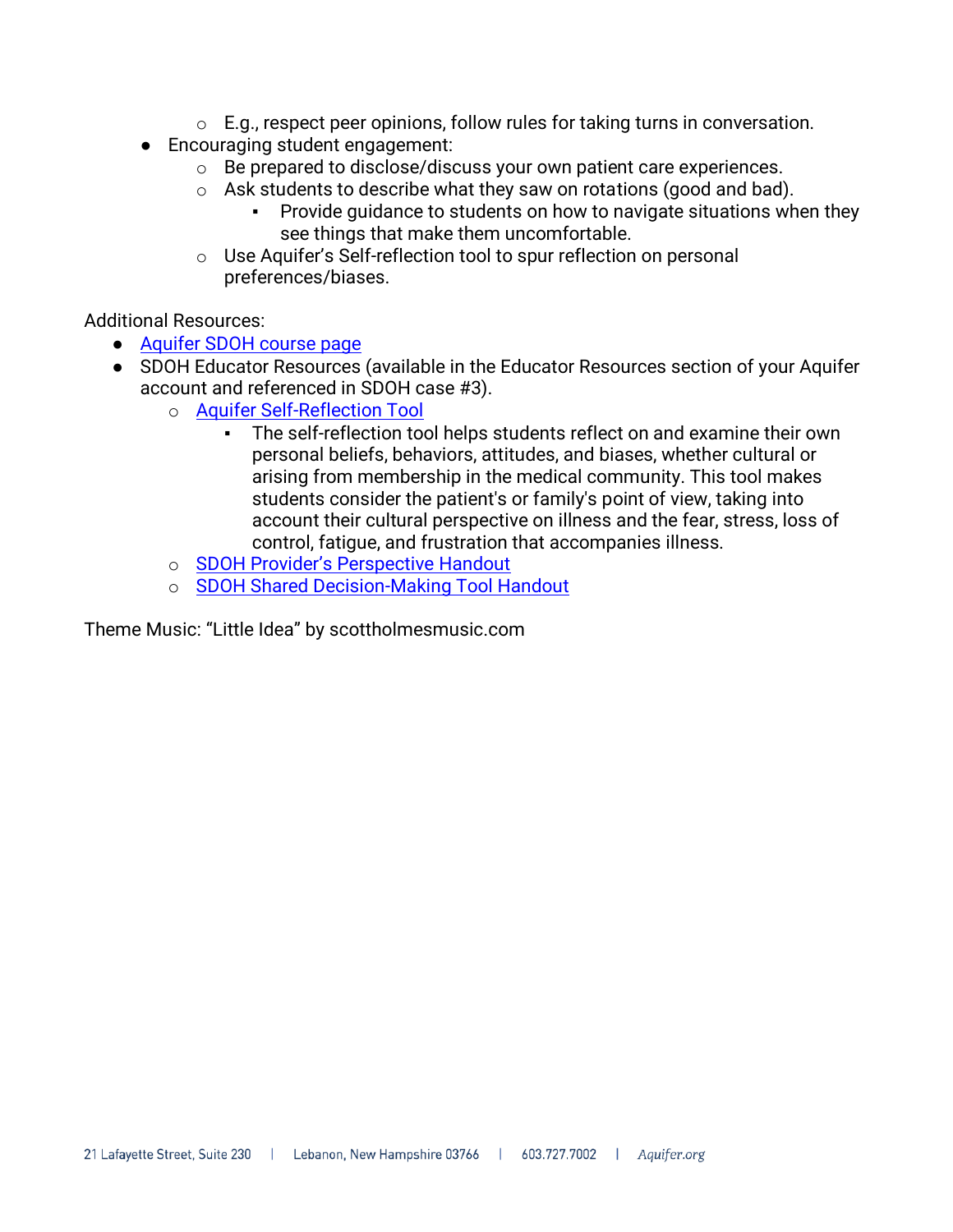- E.g., respect peer opinions, follow rules for taking turns in conversation.
- Encouraging student engagement:
    - Be prepared to disclose/discuss your own patient care experiences.
    - Ask students to describe what they saw on rotations (good and bad).
        - Provide guidance to students on how to navigate situations when they see things that make them uncomfortable.
    - Use Aquifer's Self-reflection tool to spur reflection on personal preferences/biases.

Additional Resources:

- Aquifer SDOH course page
- SDOH Educator Resources (available in the Educator Resources section of your Aquifer account and referenced in SDOH case #3).
    - Aquifer Self-Reflection Tool
        - The self-reflection tool helps students reflect on and examine their own personal beliefs, behaviors, attitudes, and biases, whether cultural or arising from membership in the medical community. This tool makes students consider the patient's or family's point of view, taking into account their cultural perspective on illness and the fear, stress, loss of control, fatigue, and frustration that accompanies illness.
    - SDOH Provider's Perspective Handout
    - SDOH Shared Decision-Making Tool Handout

Theme Music: "Little Idea" by scottholmesmusic.com